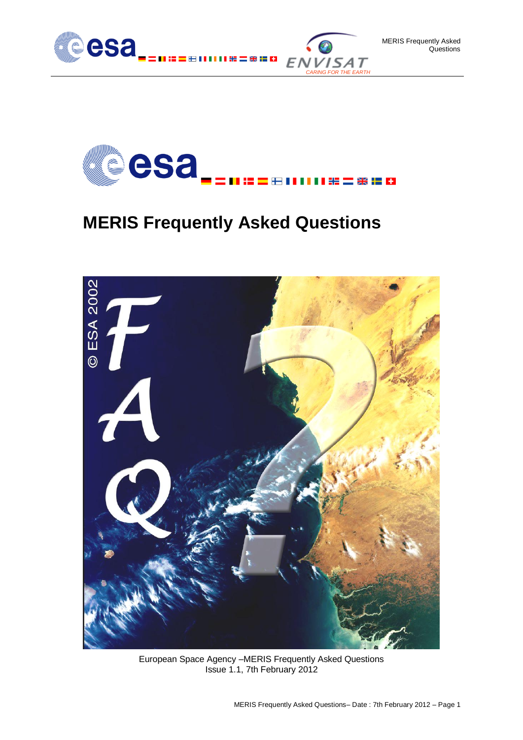# MERIS Frequently Asked Questions

European Space Agency –MERIS Frequently Asked Questions
Issue 1.1, 7th February 2012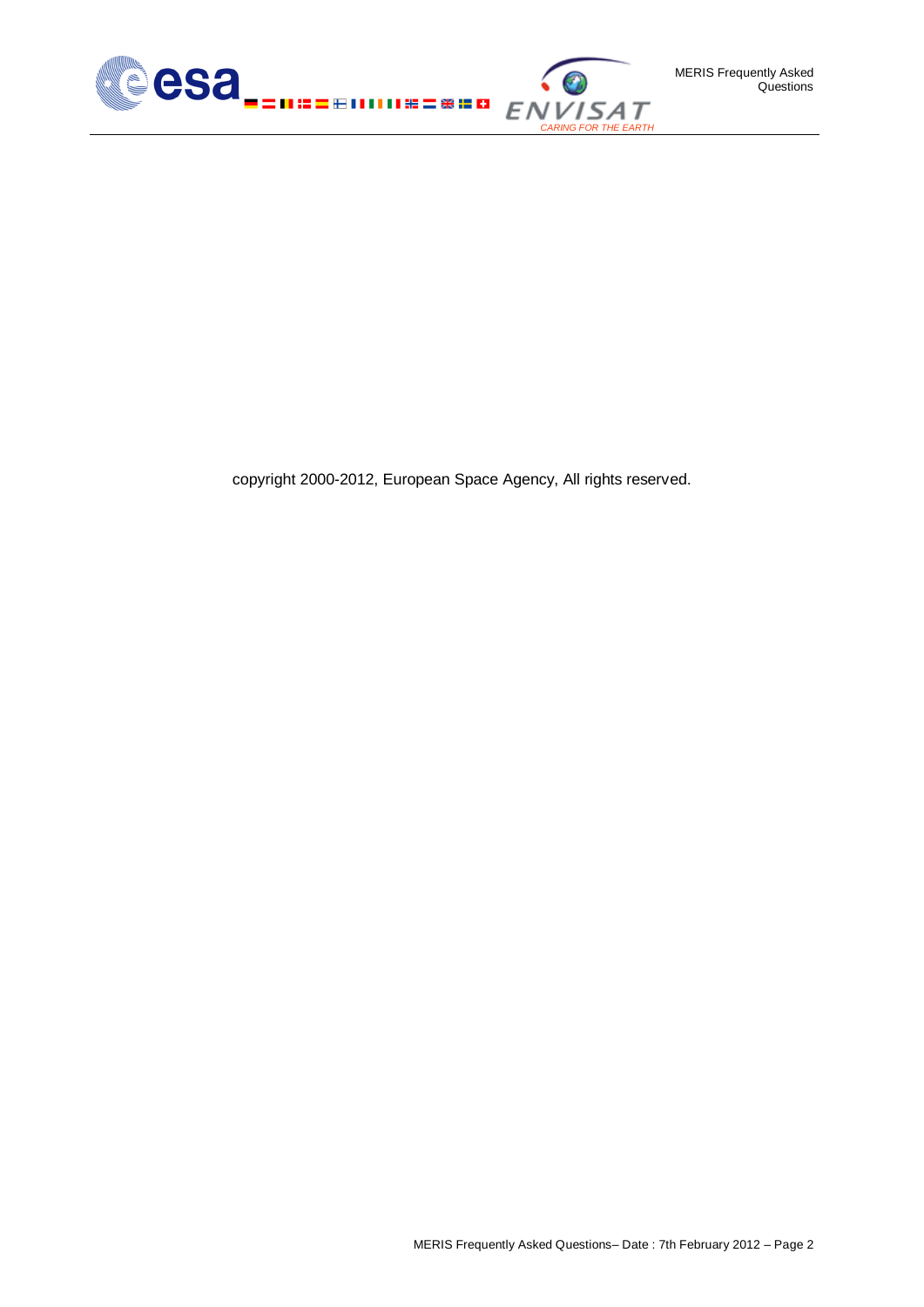copyright 2000-2012, European Space Agency, All rights reserved.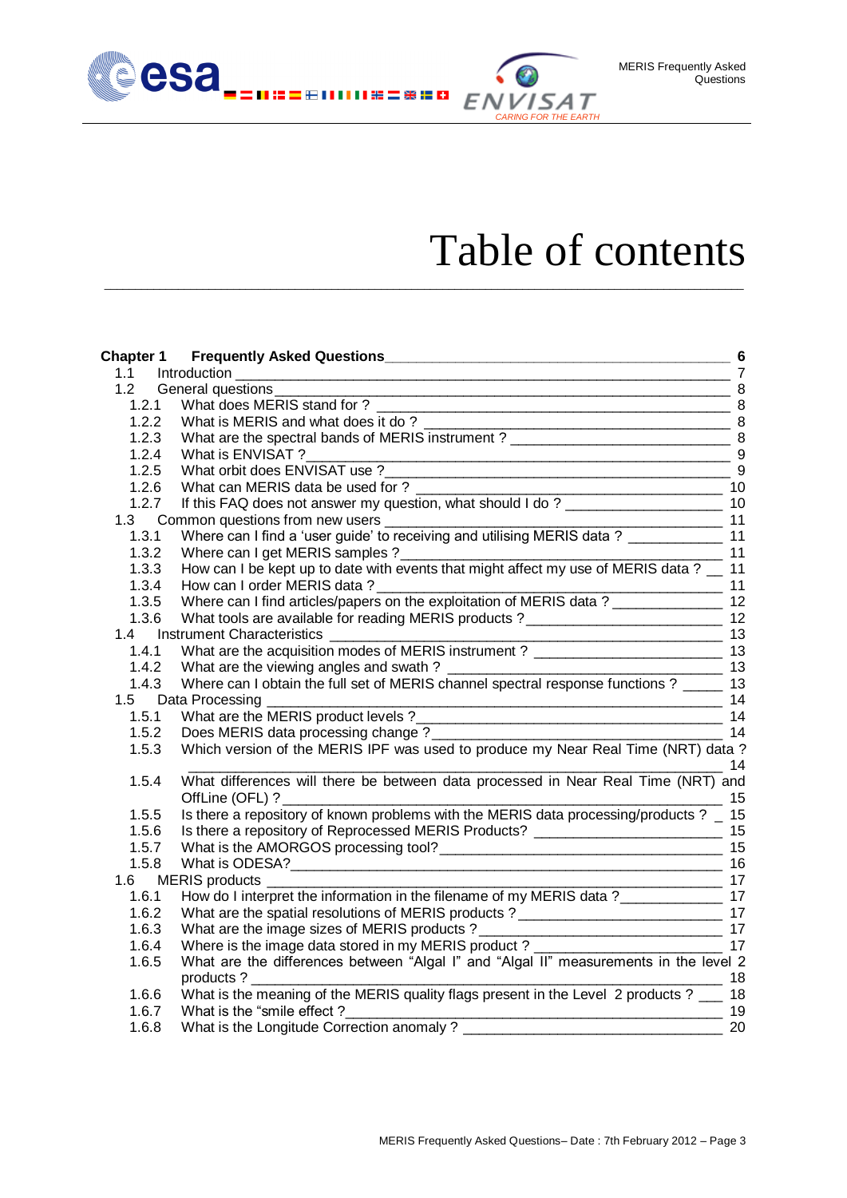# Table of contents

**Chapter 1 Frequently Asked Questions** — 6

- 1.1 Introduction — 7
- 1.2 General questions — 8
  - 1.2.1 What does MERIS stand for ? — 8
  - 1.2.2 What is MERIS and what does it do ? — 8
  - 1.2.3 What are the spectral bands of MERIS instrument ? — 8
  - 1.2.4 What is ENVISAT ? — 9
  - 1.2.5 What orbit does ENVISAT use ? — 9
  - 1.2.6 What can MERIS data be used for ? — 10
  - 1.2.7 If this FAQ does not answer my question, what should I do ? — 10
- 1.3 Common questions from new users — 11
  - 1.3.1 Where can I find a 'user guide' to receiving and utilising MERIS data ? — 11
  - 1.3.2 Where can I get MERIS samples ? — 11
  - 1.3.3 How can I be kept up to date with events that might affect my use of MERIS data ? — 11
  - 1.3.4 How can I order MERIS data ? — 11
  - 1.3.5 Where can I find articles/papers on the exploitation of MERIS data ? — 12
  - 1.3.6 What tools are available for reading MERIS products ? — 12
- 1.4 Instrument Characteristics — 13
  - 1.4.1 What are the acquisition modes of MERIS instrument ? — 13
  - 1.4.2 What are the viewing angles and swath ? — 13
  - 1.4.3 Where can I obtain the full set of MERIS channel spectral response functions ? — 13
- 1.5 Data Processing — 14
  - 1.5.1 What are the MERIS product levels ? — 14
  - 1.5.2 Does MERIS data processing change ? — 14
  - 1.5.3 Which version of the MERIS IPF was used to produce my Near Real Time (NRT) data ? — 14
  - 1.5.4 What differences will there be between data processed in Near Real Time (NRT) and OffLine (OFL) ? — 15
  - 1.5.5 Is there a repository of known problems with the MERIS data processing/products ? — 15
  - 1.5.6 Is there a repository of Reprocessed MERIS Products? — 15
  - 1.5.7 What is the AMORGOS processing tool? — 15
  - 1.5.8 What is ODESA? — 16
- 1.6 MERIS products — 17
  - 1.6.1 How do I interpret the information in the filename of my MERIS data ? — 17
  - 1.6.2 What are the spatial resolutions of MERIS products ? — 17
  - 1.6.3 What are the image sizes of MERIS products ? — 17
  - 1.6.4 Where is the image data stored in my MERIS product ? — 17
  - 1.6.5 What are the differences between "Algal I" and "Algal II" measurements in the level 2 products ? — 18
  - 1.6.6 What is the meaning of the MERIS quality flags present in the Level 2 products ? — 18
  - 1.6.7 What is the "smile effect ? — 19
  - 1.6.8 What is the Longitude Correction anomaly ? — 20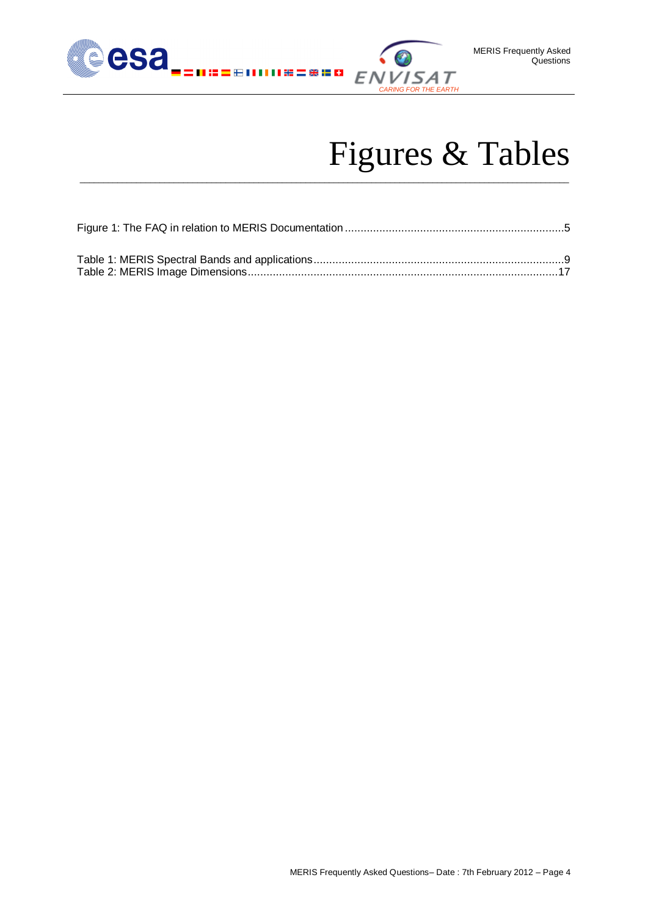# Figures & Tables

Figure 1: The FAQ in relation to MERIS Documentation ....................................................................5

Table 1: MERIS Spectral Bands and applications ................................................................................9
Table 2: MERIS Image Dimensions ...................................................................................................17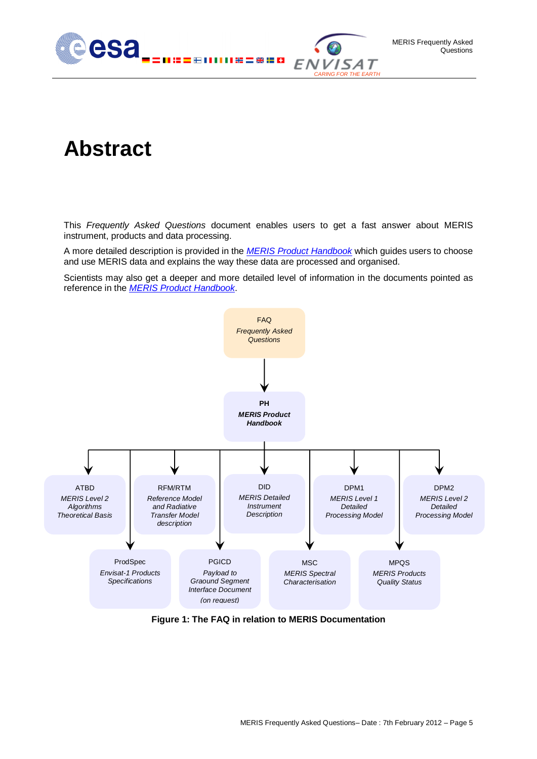# Abstract

This *Frequently Asked Questions* document enables users to get a fast answer about MERIS instrument, products and data processing.

A more detailed description is provided in the *MERIS Product Handbook* which guides users to choose and use MERIS data and explains the way these data are processed and organised.

Scientists may also get a deeper and more detailed level of information in the documents pointed as reference in the *MERIS Product Handbook*.

FAQ
*Frequently Asked Questions*

**PH**
***MERIS Product Handbook***

ATBD
*MERIS Level 2 Algorithms Theoretical Basis*

RFM/RTM
*Reference Model and Radiative Transfer Model description*

DID
*MERIS Detailed Instrument Description*

DPM1
*MERIS Level 1 Detailed Processing Model*

DPM2
*MERIS Level 2 Detailed Processing Model*

ProdSpec
*Envisat-1 Products Specifications*

PGICD
*Payload to Graound Segment Interface Document (on request)*

MSC
*MERIS Spectral Characterisation*

MPQS
*MERIS Products Quality Status*

**Figure 1: The FAQ in relation to MERIS Documentation**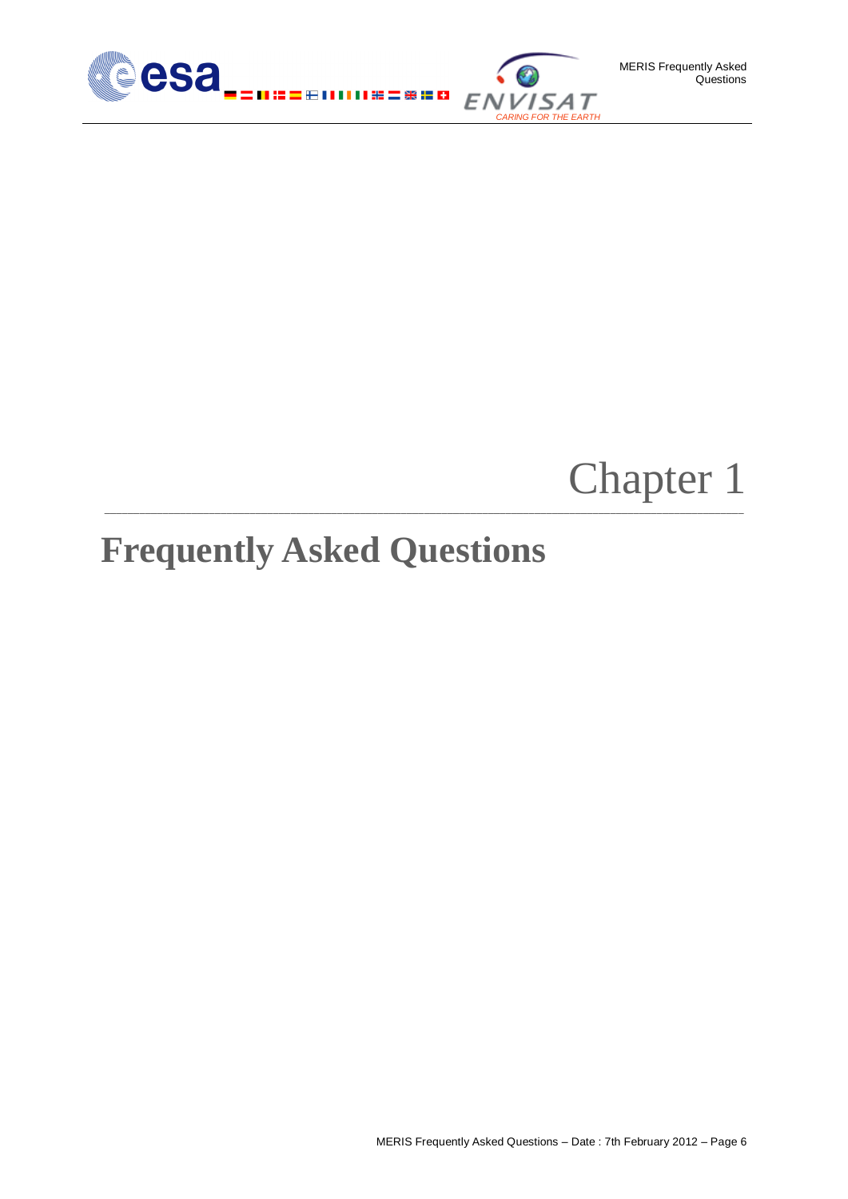# Chapter 1

# Frequently Asked Questions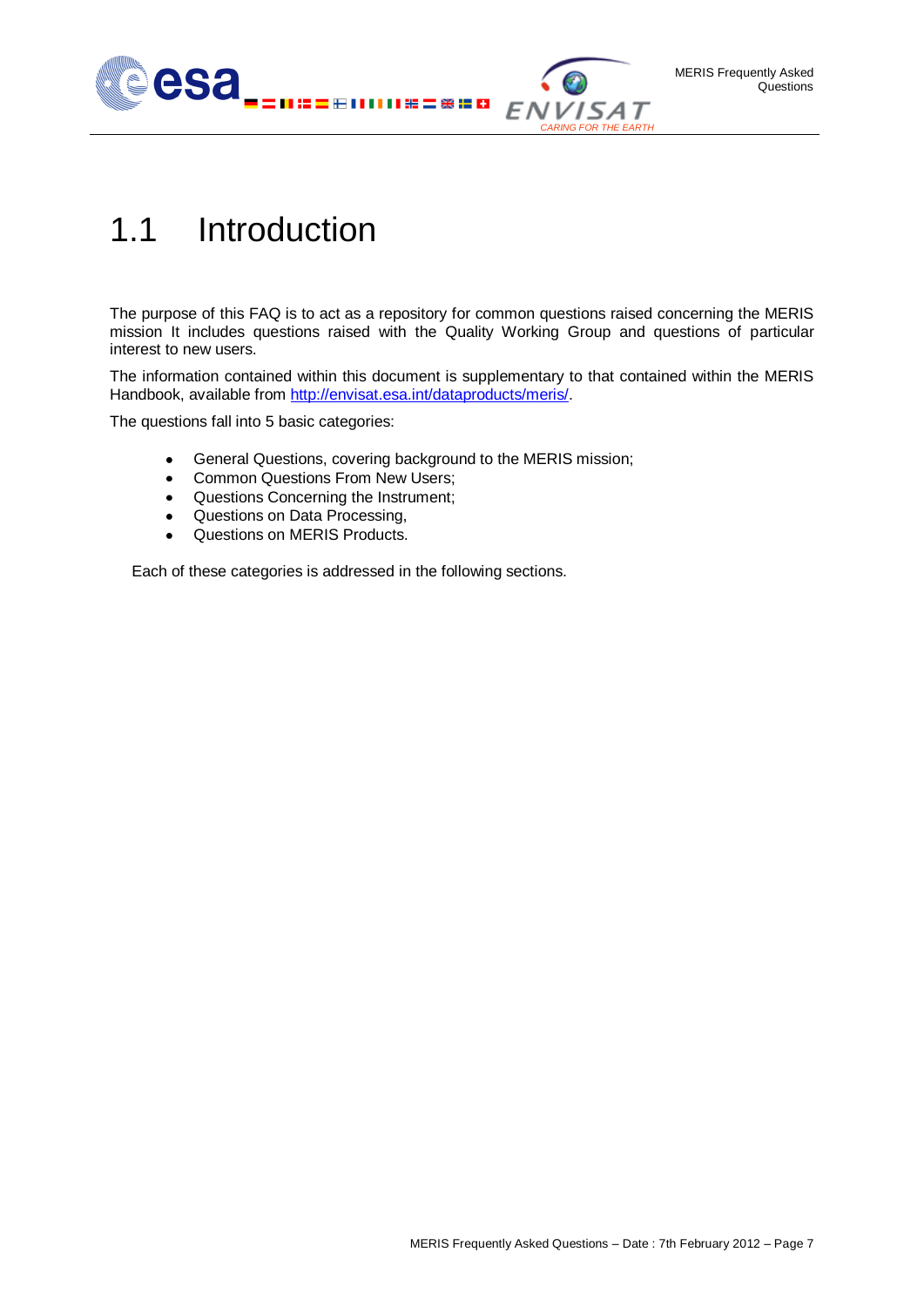## 1.1 Introduction

The purpose of this FAQ is to act as a repository for common questions raised concerning the MERIS mission It includes questions raised with the Quality Working Group and questions of particular interest to new users.

The information contained within this document is supplementary to that contained within the MERIS Handbook, available from [http://envisat.esa.int/dataproducts/meris/](http://envisat.esa.int/dataproducts/meris/).

The questions fall into 5 basic categories:

- General Questions, covering background to the MERIS mission;
- Common Questions From New Users;
- Questions Concerning the Instrument;
- Questions on Data Processing,
- Questions on MERIS Products.

Each of these categories is addressed in the following sections.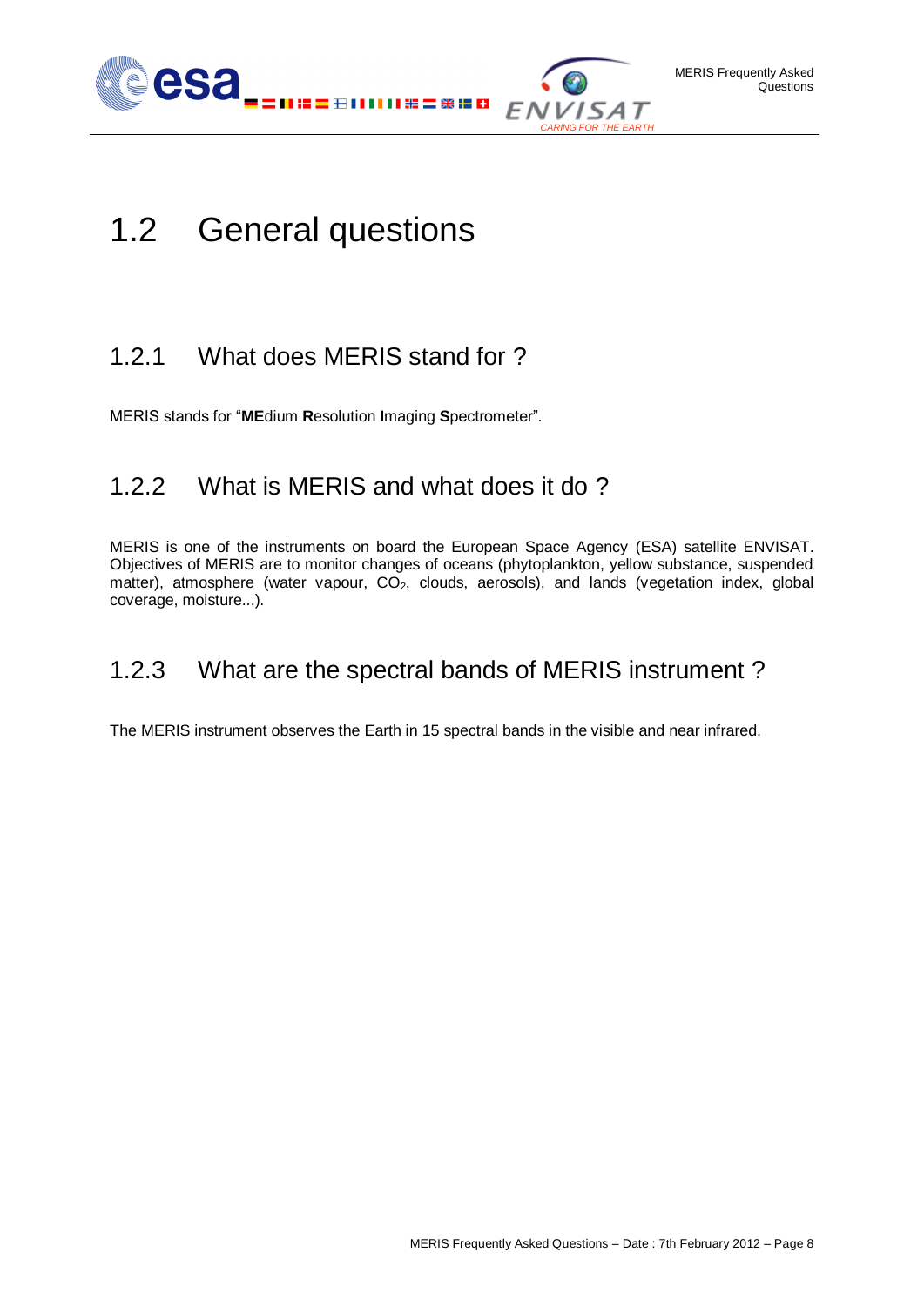# 1.2 General questions

## 1.2.1 What does MERIS stand for ?

MERIS stands for "**ME**dium **R**esolution **I**maging **S**pectrometer".

## 1.2.2 What is MERIS and what does it do ?

MERIS is one of the instruments on board the European Space Agency (ESA) satellite ENVISAT. Objectives of MERIS are to monitor changes of oceans (phytoplankton, yellow substance, suspended matter), atmosphere (water vapour, $CO_2$, clouds, aerosols), and lands (vegetation index, global coverage, moisture...).

## 1.2.3 What are the spectral bands of MERIS instrument ?

The MERIS instrument observes the Earth in 15 spectral bands in the visible and near infrared.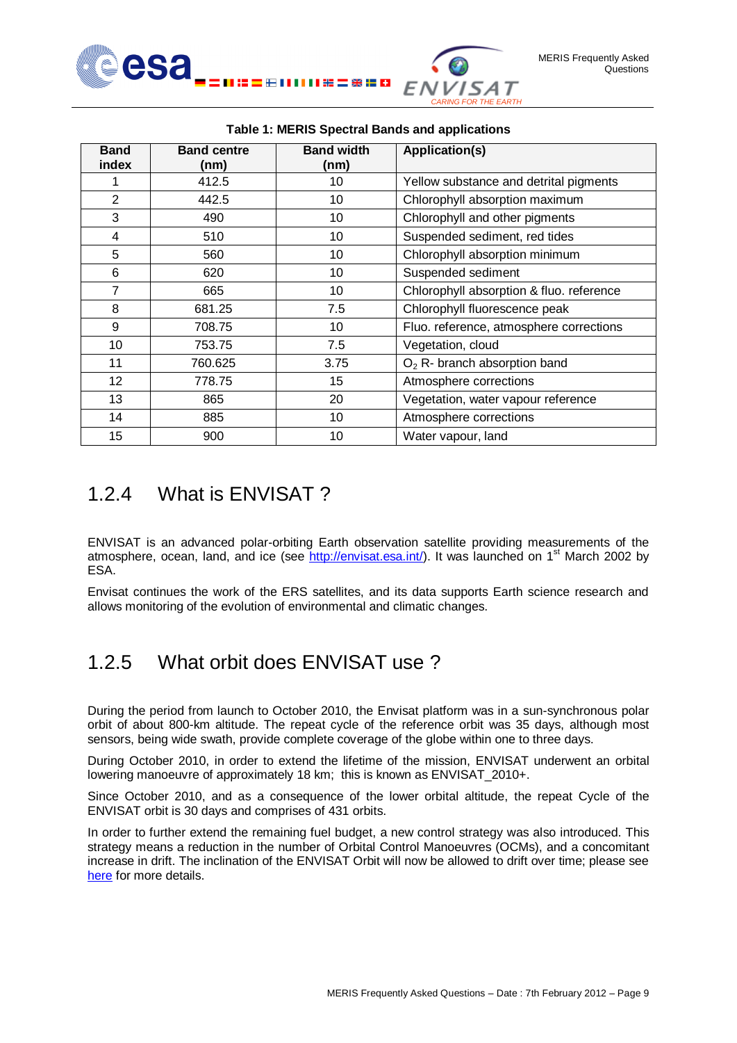**Table 1: MERIS Spectral Bands and applications**

| Band index | Band centre (nm) | Band width (nm) | Application(s) |
|---|---|---|---|
| 1 | 412.5 | 10 | Yellow substance and detrital pigments |
| 2 | 442.5 | 10 | Chlorophyll absorption maximum |
| 3 | 490 | 10 | Chlorophyll and other pigments |
| 4 | 510 | 10 | Suspended sediment, red tides |
| 5 | 560 | 10 | Chlorophyll absorption minimum |
| 6 | 620 | 10 | Suspended sediment |
| 7 | 665 | 10 | Chlorophyll absorption & fluo. reference |
| 8 | 681.25 | 7.5 | Chlorophyll fluorescence peak |
| 9 | 708.75 | 10 | Fluo. reference, atmosphere corrections |
| 10 | 753.75 | 7.5 | Vegetation, cloud |
| 11 | 760.625 | 3.75 | $O_2$ R- branch absorption band |
| 12 | 778.75 | 15 | Atmosphere corrections |
| 13 | 865 | 20 | Vegetation, water vapour reference |
| 14 | 885 | 10 | Atmosphere corrections |
| 15 | 900 | 10 | Water vapour, land |

## 1.2.4 What is ENVISAT ?

ENVISAT is an advanced polar-orbiting Earth observation satellite providing measurements of the atmosphere, ocean, land, and ice (see http://envisat.esa.int/). It was launched on 1st March 2002 by ESA.

Envisat continues the work of the ERS satellites, and its data supports Earth science research and allows monitoring of the evolution of environmental and climatic changes.

## 1.2.5 What orbit does ENVISAT use ?

During the period from launch to October 2010, the Envisat platform was in a sun-synchronous polar orbit of about 800-km altitude. The repeat cycle of the reference orbit was 35 days, although most sensors, being wide swath, provide complete coverage of the globe within one to three days.

During October 2010, in order to extend the lifetime of the mission, ENVISAT underwent an orbital lowering manoeuvre of approximately 18 km; this is known as ENVISAT_2010+.

Since October 2010, and as a consequence of the lower orbital altitude, the repeat Cycle of the ENVISAT orbit is 30 days and comprises of 431 orbits.

In order to further extend the remaining fuel budget, a new control strategy was also introduced. This strategy means a reduction in the number of Orbital Control Manoeuvres (OCMs), and a concomitant increase in drift. The inclination of the ENVISAT Orbit will now be allowed to drift over time; please see here for more details.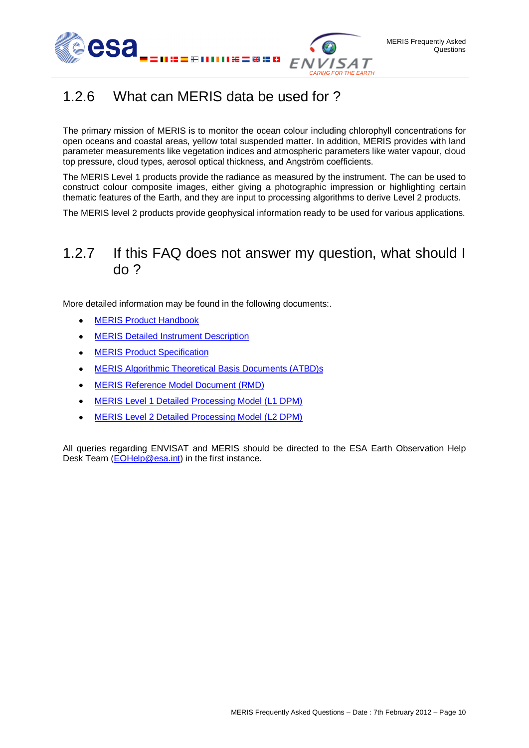## 1.2.6 What can MERIS data be used for ?

The primary mission of MERIS is to monitor the ocean colour including chlorophyll concentrations for open oceans and coastal areas, yellow total suspended matter. In addition, MERIS provides with land parameter measurements like vegetation indices and atmospheric parameters like water vapour, cloud top pressure, cloud types, aerosol optical thickness, and Angström coefficients.

The MERIS Level 1 products provide the radiance as measured by the instrument. The can be used to construct colour composite images, either giving a photographic impression or highlighting certain thematic features of the Earth, and they are input to processing algorithms to derive Level 2 products.

The MERIS level 2 products provide geophysical information ready to be used for various applications.

## 1.2.7 If this FAQ does not answer my question, what should I do ?

More detailed information may be found in the following documents:.

- MERIS Product Handbook
- MERIS Detailed Instrument Description
- MERIS Product Specification
- MERIS Algorithmic Theoretical Basis Documents (ATBD)s
- MERIS Reference Model Document (RMD)
- MERIS Level 1 Detailed Processing Model (L1 DPM)
- MERIS Level 2 Detailed Processing Model (L2 DPM)

All queries regarding ENVISAT and MERIS should be directed to the ESA Earth Observation Help Desk Team (EOHelp@esa.int) in the first instance.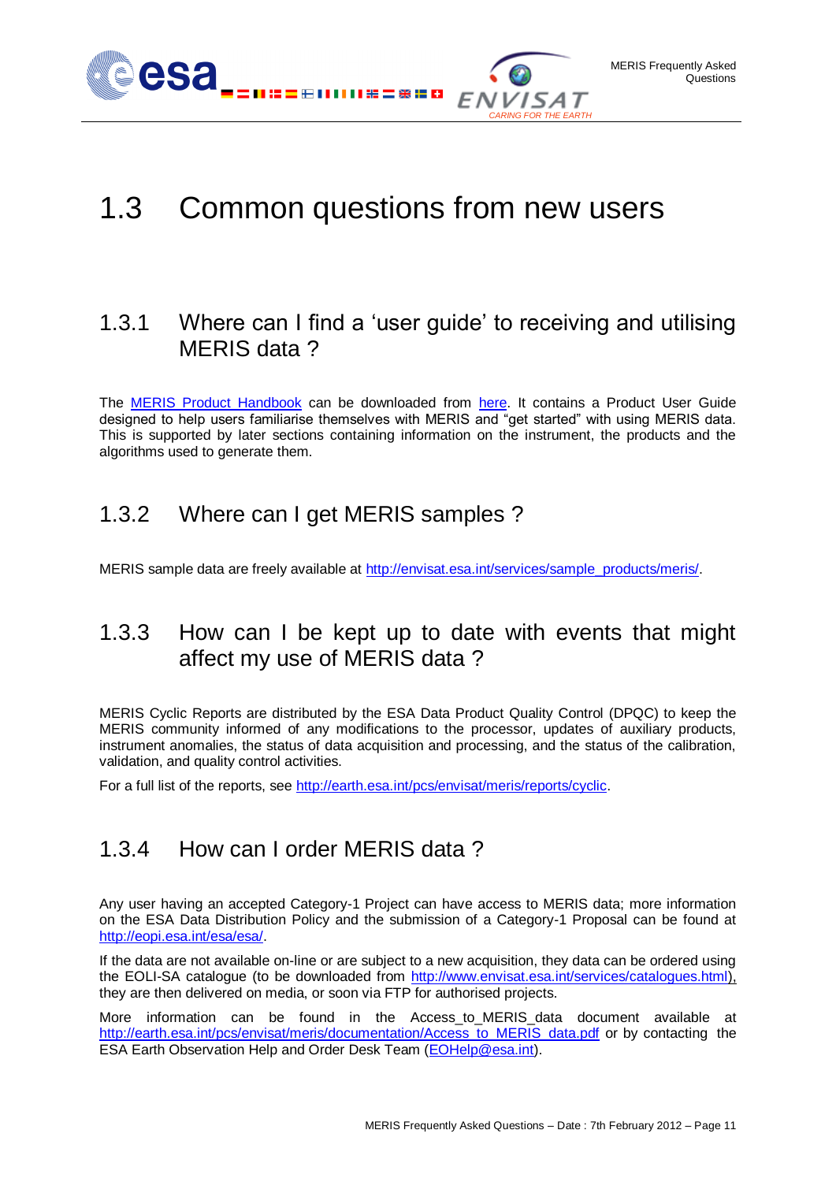# 1.3 Common questions from new users

## 1.3.1 Where can I find a 'user guide' to receiving and utilising MERIS data ?

The MERIS Product Handbook can be downloaded from here. It contains a Product User Guide designed to help users familiarise themselves with MERIS and "get started" with using MERIS data. This is supported by later sections containing information on the instrument, the products and the algorithms used to generate them.

## 1.3.2 Where can I get MERIS samples ?

MERIS sample data are freely available at http://envisat.esa.int/services/sample_products/meris/.

## 1.3.3 How can I be kept up to date with events that might affect my use of MERIS data ?

MERIS Cyclic Reports are distributed by the ESA Data Product Quality Control (DPQC) to keep the MERIS community informed of any modifications to the processor, updates of auxiliary products, instrument anomalies, the status of data acquisition and processing, and the status of the calibration, validation, and quality control activities.

For a full list of the reports, see http://earth.esa.int/pcs/envisat/meris/reports/cyclic.

## 1.3.4 How can I order MERIS data ?

Any user having an accepted Category-1 Project can have access to MERIS data; more information on the ESA Data Distribution Policy and the submission of a Category-1 Proposal can be found at http://eopi.esa.int/esa/esa/.

If the data are not available on-line or are subject to a new acquisition, they data can be ordered using the EOLI-SA catalogue (to be downloaded from http://www.envisat.esa.int/services/catalogues.html), they are then delivered on media, or soon via FTP for authorised projects.

More information can be found in the Access_to_MERIS_data document available at http://earth.esa.int/pcs/envisat/meris/documentation/Access_to_MERIS_data.pdf or by contacting the ESA Earth Observation Help and Order Desk Team (EOHelp@esa.int).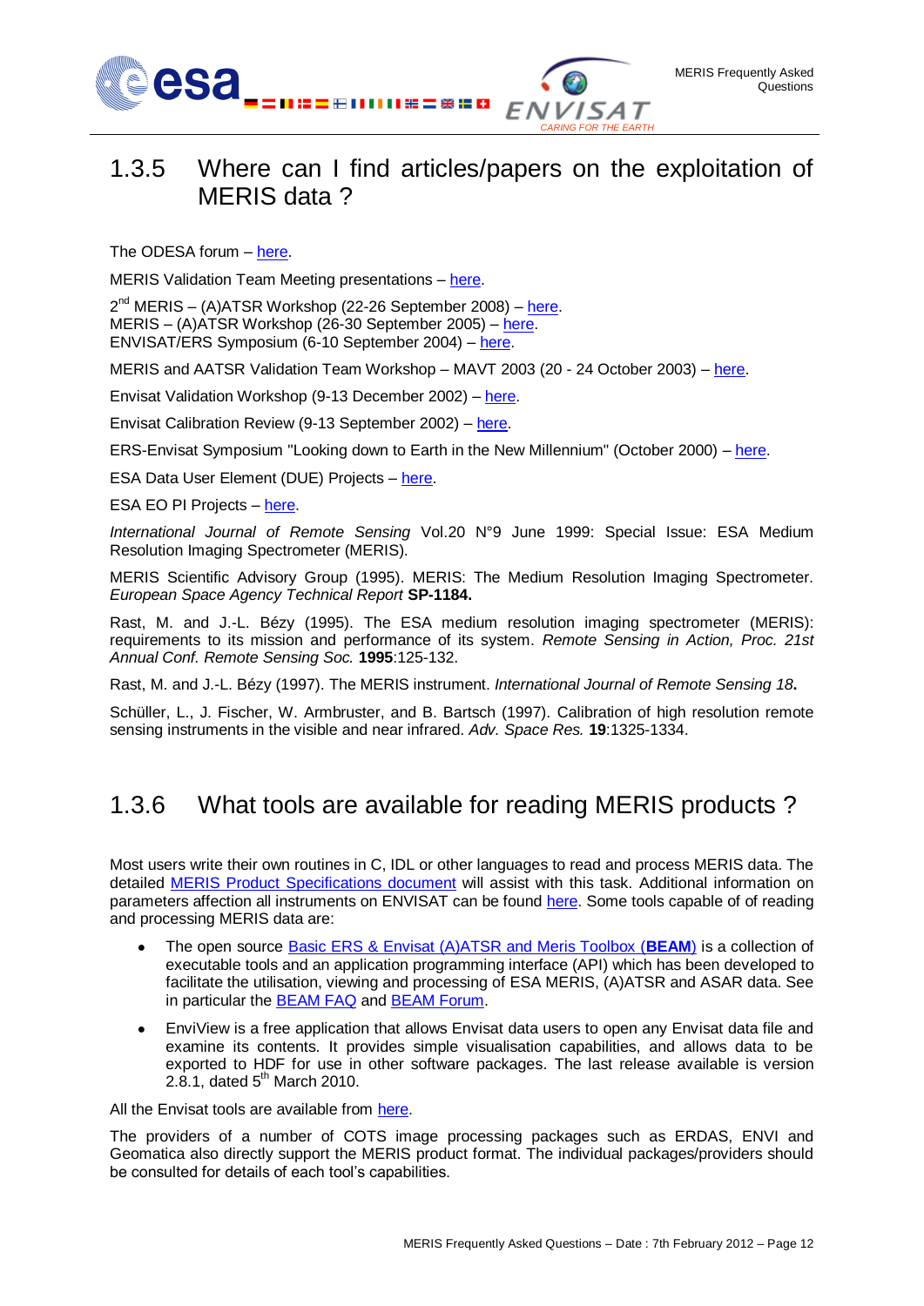## 1.3.5 Where can I find articles/papers on the exploitation of MERIS data ?

The ODESA forum – here.

MERIS Validation Team Meeting presentations – here.

2nd MERIS – (A)ATSR Workshop (22-26 September 2008) – here.
MERIS – (A)ATSR Workshop (26-30 September 2005) – here.
ENVISAT/ERS Symposium (6-10 September 2004) – here.

MERIS and AATSR Validation Team Workshop – MAVT 2003 (20 - 24 October 2003) – here.

Envisat Validation Workshop (9-13 December 2002) – here.

Envisat Calibration Review (9-13 September 2002) – here.

ERS-Envisat Symposium "Looking down to Earth in the New Millennium" (October 2000) – here.

ESA Data User Element (DUE) Projects – here.

ESA EO PI Projects – here.

*International Journal of Remote Sensing* Vol.20 N°9 June 1999: Special Issue: ESA Medium Resolution Imaging Spectrometer (MERIS).

MERIS Scientific Advisory Group (1995). MERIS: The Medium Resolution Imaging Spectrometer. *European Space Agency Technical Report* **SP-1184.**

Rast, M. and J.-L. Bézy (1995). The ESA medium resolution imaging spectrometer (MERIS): requirements to its mission and performance of its system. *Remote Sensing in Action, Proc. 21st Annual Conf. Remote Sensing Soc.* **1995**:125-132.

Rast, M. and J.-L. Bézy (1997). The MERIS instrument. *International Journal of Remote Sensing 18***.**

Schüller, L., J. Fischer, W. Armbruster, and B. Bartsch (1997). Calibration of high resolution remote sensing instruments in the visible and near infrared. *Adv. Space Res.* **19**:1325-1334.

## 1.3.6 What tools are available for reading MERIS products ?

Most users write their own routines in C, IDL or other languages to read and process MERIS data. The detailed MERIS Product Specifications document will assist with this task. Additional information on parameters affection all instruments on ENVISAT can be found here. Some tools capable of of reading and processing MERIS data are:

- The open source Basic ERS & Envisat (A)ATSR and Meris Toolbox (**BEAM**) is a collection of executable tools and an application programming interface (API) which has been developed to facilitate the utilisation, viewing and processing of ESA MERIS, (A)ATSR and ASAR data. See in particular the BEAM FAQ and BEAM Forum.
- EnviView is a free application that allows Envisat data users to open any Envisat data file and examine its contents. It provides simple visualisation capabilities, and allows data to be exported to HDF for use in other software packages. The last release available is version 2.8.1, dated 5th March 2010.

All the Envisat tools are available from here.

The providers of a number of COTS image processing packages such as ERDAS, ENVI and Geomatica also directly support the MERIS product format. The individual packages/providers should be consulted for details of each tool's capabilities.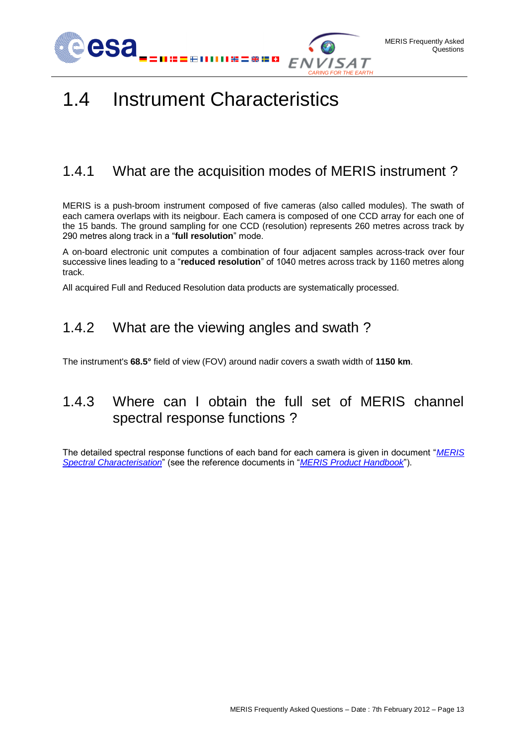# 1.4 Instrument Characteristics

## 1.4.1 What are the acquisition modes of MERIS instrument ?

MERIS is a push-broom instrument composed of five cameras (also called modules). The swath of each camera overlaps with its neigbour. Each camera is composed of one CCD array for each one of the 15 bands. The ground sampling for one CCD (resolution) represents 260 metres across track by 290 metres along track in a "**full resolution**" mode.

A on-board electronic unit computes a combination of four adjacent samples across-track over four successive lines leading to a "**reduced resolution**" of 1040 metres across track by 1160 metres along track.

All acquired Full and Reduced Resolution data products are systematically processed.

## 1.4.2 What are the viewing angles and swath ?

The instrument's **68.5°** field of view (FOV) around nadir covers a swath width of **1150 km**.

## 1.4.3 Where can I obtain the full set of MERIS channel spectral response functions ?

The detailed spectral response functions of each band for each camera is given in document "*MERIS Spectral Characterisation*" (see the reference documents in "*MERIS Product Handbook*").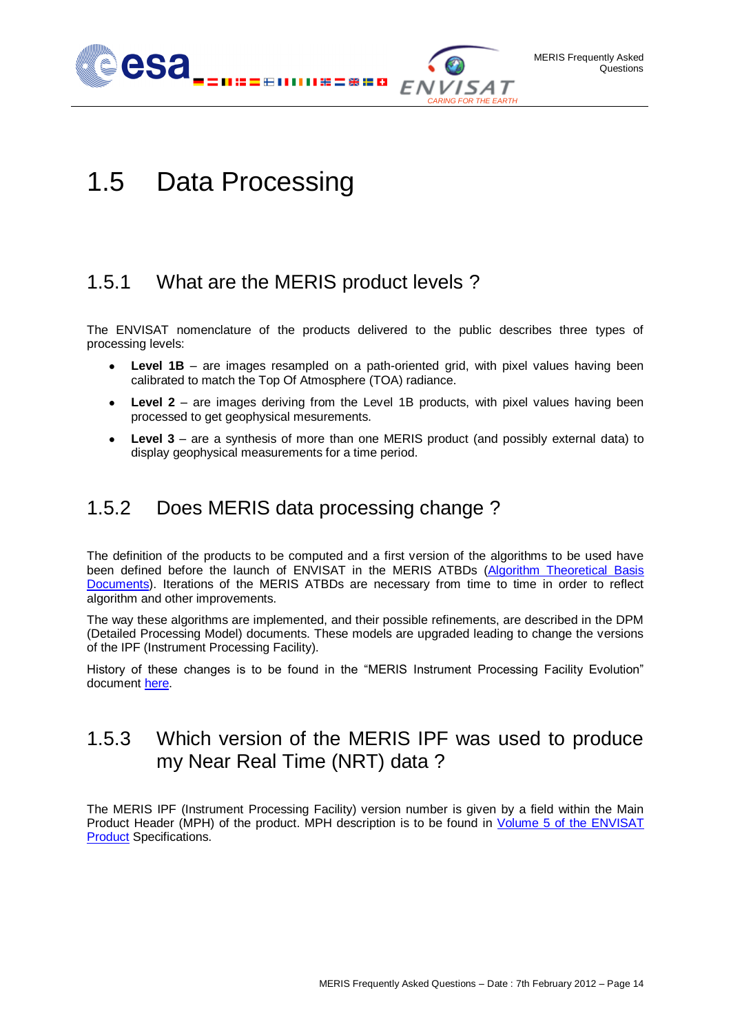# 1.5 Data Processing

## 1.5.1 What are the MERIS product levels ?

The ENVISAT nomenclature of the products delivered to the public describes three types of processing levels:

- **Level 1B** – are images resampled on a path-oriented grid, with pixel values having been calibrated to match the Top Of Atmosphere (TOA) radiance.
- **Level 2** – are images deriving from the Level 1B products, with pixel values having been processed to get geophysical mesurements.
- **Level 3** – are a synthesis of more than one MERIS product (and possibly external data) to display geophysical measurements for a time period.

## 1.5.2 Does MERIS data processing change ?

The definition of the products to be computed and a first version of the algorithms to be used have been defined before the launch of ENVISAT in the MERIS ATBDs (Algorithm Theoretical Basis Documents). Iterations of the MERIS ATBDs are necessary from time to time in order to reflect algorithm and other improvements.

The way these algorithms are implemented, and their possible refinements, are described in the DPM (Detailed Processing Model) documents. These models are upgraded leading to change the versions of the IPF (Instrument Processing Facility).

History of these changes is to be found in the "MERIS Instrument Processing Facility Evolution" document here.

## 1.5.3 Which version of the MERIS IPF was used to produce my Near Real Time (NRT) data ?

The MERIS IPF (Instrument Processing Facility) version number is given by a field within the Main Product Header (MPH) of the product. MPH description is to be found in Volume 5 of the ENVISAT Product Specifications.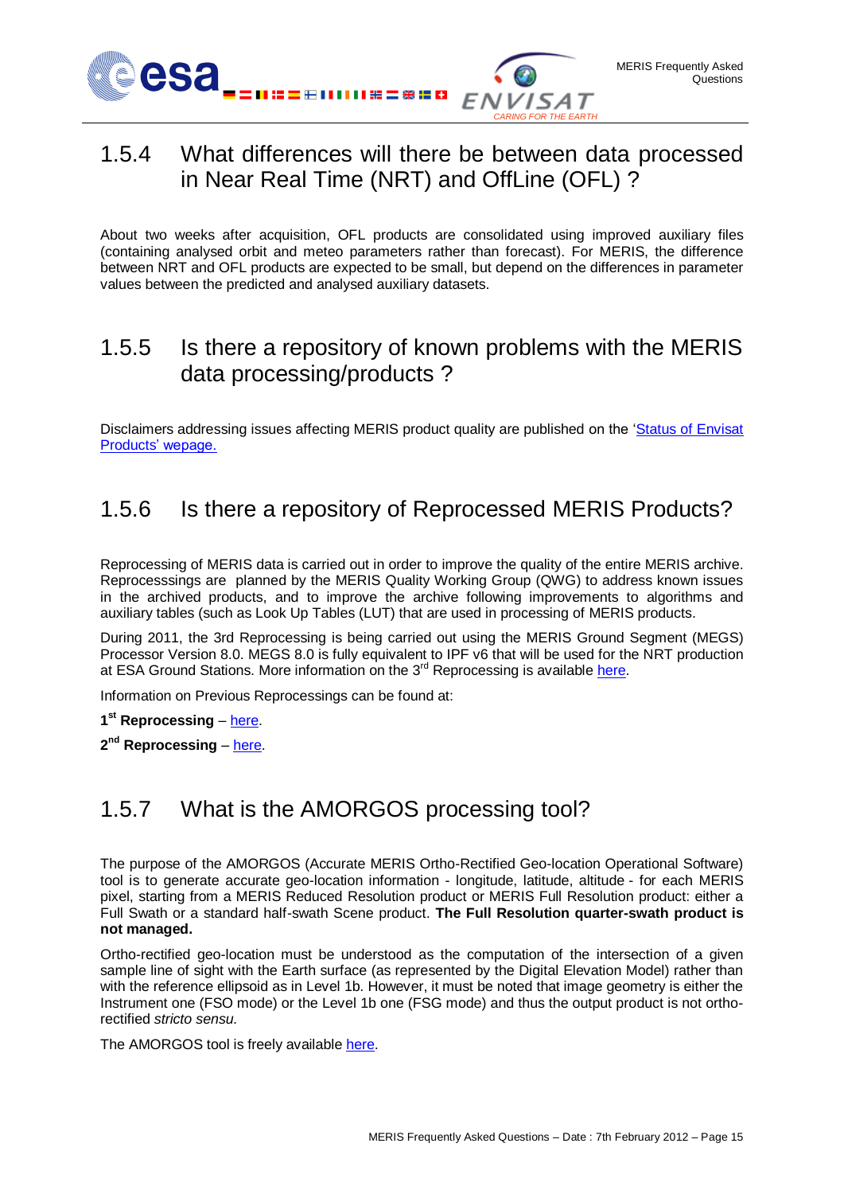## 1.5.4 What differences will there be between data processed in Near Real Time (NRT) and OffLine (OFL) ?

About two weeks after acquisition, OFL products are consolidated using improved auxiliary files (containing analysed orbit and meteo parameters rather than forecast). For MERIS, the difference between NRT and OFL products are expected to be small, but depend on the differences in parameter values between the predicted and analysed auxiliary datasets.

## 1.5.5 Is there a repository of known problems with the MERIS data processing/products ?

Disclaimers addressing issues affecting MERIS product quality are published on the 'Status of Envisat Products' wepage.

## 1.5.6 Is there a repository of Reprocessed MERIS Products?

Reprocessing of MERIS data is carried out in order to improve the quality of the entire MERIS archive. Reprocesssings are planned by the MERIS Quality Working Group (QWG) to address known issues in the archived products, and to improve the archive following improvements to algorithms and auxiliary tables (such as Look Up Tables (LUT) that are used in processing of MERIS products.

During 2011, the 3rd Reprocessing is being carried out using the MERIS Ground Segment (MEGS) Processor Version 8.0. MEGS 8.0 is fully equivalent to IPF v6 that will be used for the NRT production at ESA Ground Stations. More information on the 3rd Reprocessing is available here.

Information on Previous Reprocessings can be found at:

**1st Reprocessing** – here.

**2nd Reprocessing** – here.

## 1.5.7 What is the AMORGOS processing tool?

The purpose of the AMORGOS (Accurate MERIS Ortho-Rectified Geo-location Operational Software) tool is to generate accurate geo-location information - longitude, latitude, altitude - for each MERIS pixel, starting from a MERIS Reduced Resolution product or MERIS Full Resolution product: either a Full Swath or a standard half-swath Scene product. **The Full Resolution quarter-swath product is not managed.**

Ortho-rectified geo-location must be understood as the computation of the intersection of a given sample line of sight with the Earth surface (as represented by the Digital Elevation Model) rather than with the reference ellipsoid as in Level 1b. However, it must be noted that image geometry is either the Instrument one (FSO mode) or the Level 1b one (FSG mode) and thus the output product is not ortho-rectified *stricto sensu.*

The AMORGOS tool is freely available here.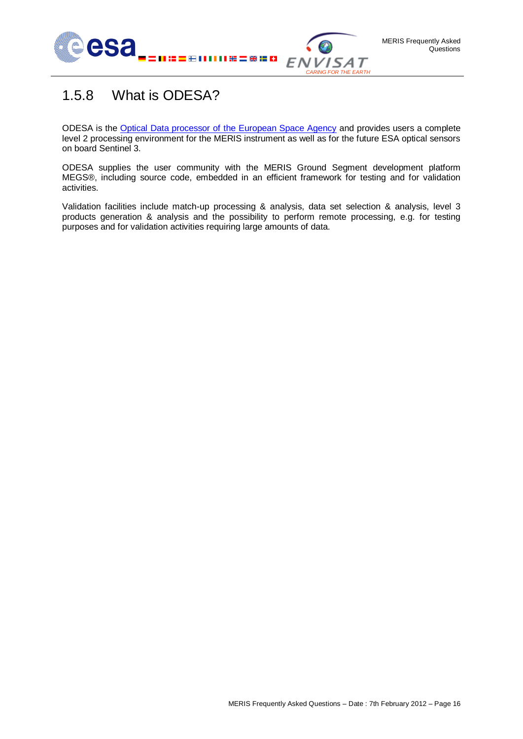### 1.5.8 What is ODESA?

ODESA is the [Optical Data processor of the European Space Agency]() and provides users a complete level 2 processing environment for the MERIS instrument as well as for the future ESA optical sensors on board Sentinel 3.

ODESA supplies the user community with the MERIS Ground Segment development platform MEGS®, including source code, embedded in an efficient framework for testing and for validation activities.

Validation facilities include match-up processing & analysis, data set selection & analysis, level 3 products generation & analysis and the possibility to perform remote processing, e.g. for testing purposes and for validation activities requiring large amounts of data.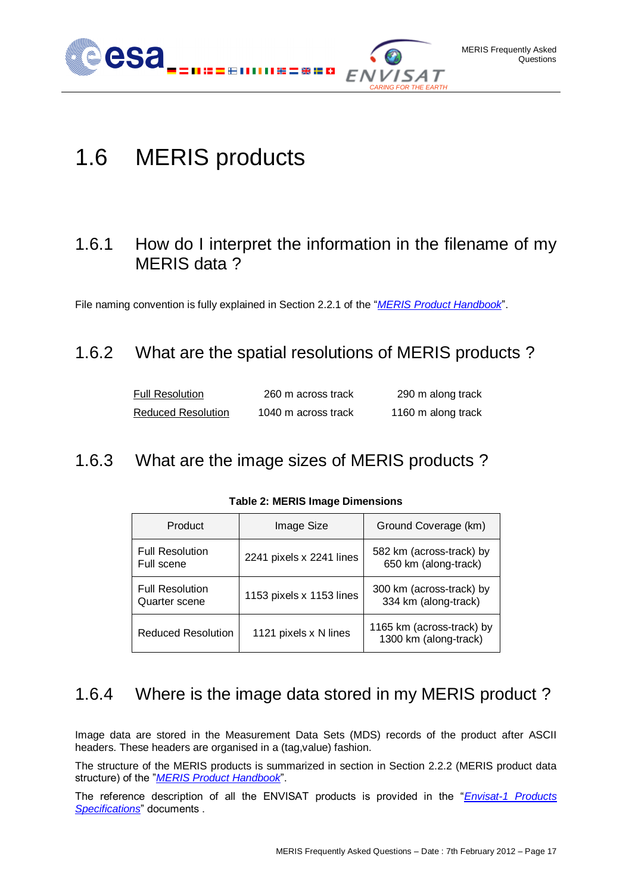# 1.6 MERIS products

## 1.6.1 How do I interpret the information in the filename of my MERIS data ?

File naming convention is fully explained in Section 2.2.1 of the "*MERIS Product Handbook*".

## 1.6.2 What are the spatial resolutions of MERIS products ?

| | | |
|---|---|---|
| Full Resolution | 260 m across track | 290 m along track |
| Reduced Resolution | 1040 m across track | 1160 m along track |

## 1.6.3 What are the image sizes of MERIS products ?

**Table 2: MERIS Image Dimensions**

| Product | Image Size | Ground Coverage (km) |
|---|---|---|
| Full Resolution Full scene | 2241 pixels x 2241 lines | 582 km (across-track) by 650 km (along-track) |
| Full Resolution Quarter scene | 1153 pixels x 1153 lines | 300 km (across-track) by 334 km (along-track) |
| Reduced Resolution | 1121 pixels x N lines | 1165 km (across-track) by 1300 km (along-track) |

## 1.6.4 Where is the image data stored in my MERIS product ?

Image data are stored in the Measurement Data Sets (MDS) records of the product after ASCII headers. These headers are organised in a (tag,value) fashion.

The structure of the MERIS products is summarized in section in Section 2.2.2 (MERIS product data structure) of the "*MERIS Product Handbook*".

The reference description of all the ENVISAT products is provided in the "*Envisat-1 Products Specifications*" documents .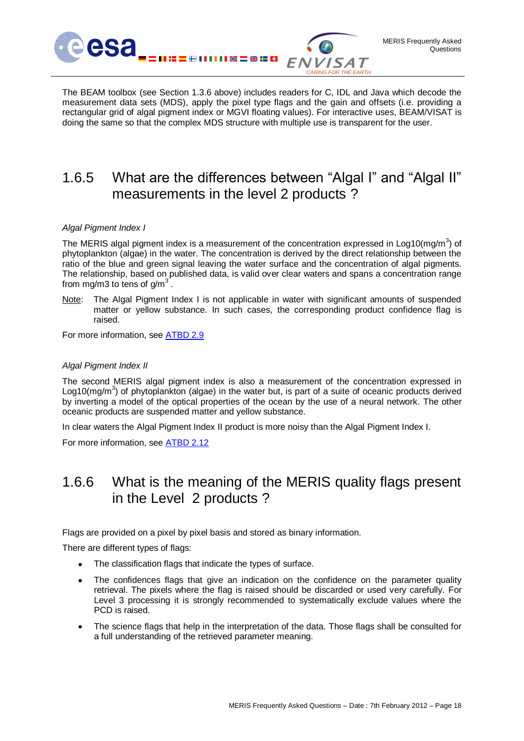The BEAM toolbox (see Section 1.3.6 above) includes readers for C, IDL and Java which decode the measurement data sets (MDS), apply the pixel type flags and the gain and offsets (i.e. providing a rectangular grid of algal pigment index or MGVI floating values). For interactive uses, BEAM/VISAT is doing the same so that the complex MDS structure with multiple use is transparent for the user.

## 1.6.5 What are the differences between "Algal I" and "Algal II" measurements in the level 2 products ?

*Algal Pigment Index I*

The MERIS algal pigment index is a measurement of the concentration expressed in Log10(mg/m$^3$) of phytoplankton (algae) in the water. The concentration is derived by the direct relationship between the ratio of the blue and green signal leaving the water surface and the concentration of algal pigments. The relationship, based on published data, is valid over clear waters and spans a concentration range from mg/m3 to tens of g/m$^3$ .

Note: The Algal Pigment Index I is not applicable in water with significant amounts of suspended matter or yellow substance. In such cases, the corresponding product confidence flag is raised.

For more information, see [ATBD 2.9]

*Algal Pigment Index II*

The second MERIS algal pigment index is also a measurement of the concentration expressed in Log10(mg/m$^3$) of phytoplankton (algae) in the water but, is part of a suite of oceanic products derived by inverting a model of the optical properties of the ocean by the use of a neural network. The other oceanic products are suspended matter and yellow substance.

In clear waters the Algal Pigment Index II product is more noisy than the Algal Pigment Index I.

For more information, see [ATBD 2.12]

## 1.6.6 What is the meaning of the MERIS quality flags present in the Level 2 products ?

Flags are provided on a pixel by pixel basis and stored as binary information.

There are different types of flags:

- The classification flags that indicate the types of surface.
- The confidences flags that give an indication on the confidence on the parameter quality retrieval. The pixels where the flag is raised should be discarded or used very carefully. For Level 3 processing it is strongly recommended to systematically exclude values where the PCD is raised.
- The science flags that help in the interpretation of the data. Those flags shall be consulted for a full understanding of the retrieved parameter meaning.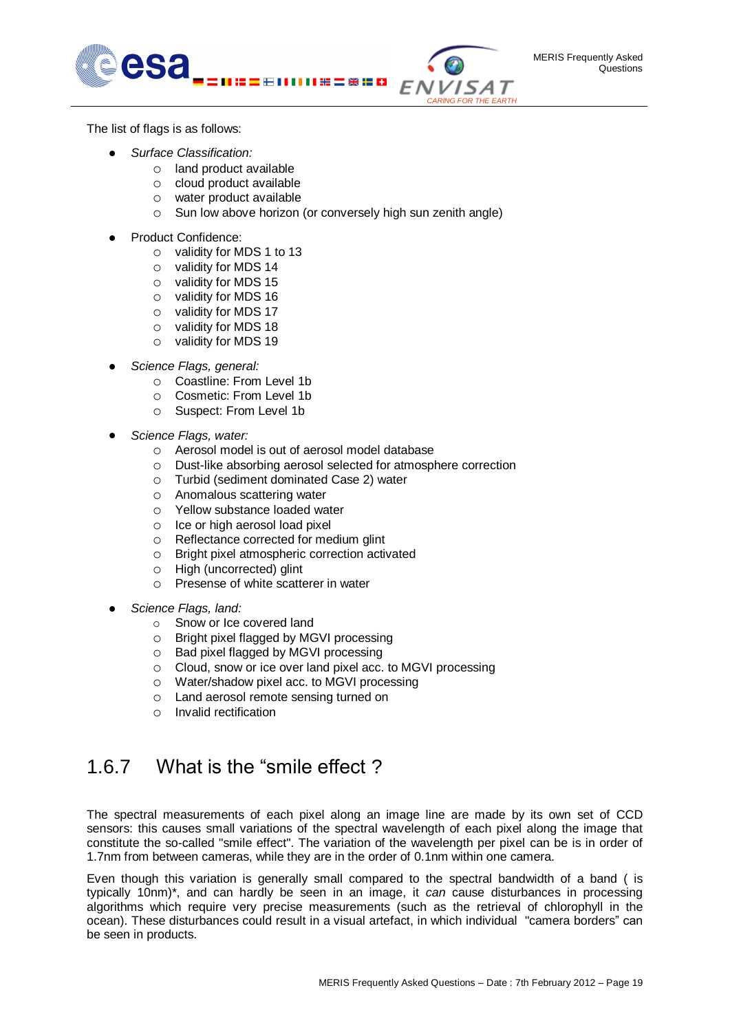The list of flags is as follows:

- *Surface Classification:*
    - land product available
    - cloud product available
    - water product available
    - Sun low above horizon (or conversely high sun zenith angle)

- Product Confidence:
    - validity for MDS 1 to 13
    - validity for MDS 14
    - validity for MDS 15
    - validity for MDS 16
    - validity for MDS 17
    - validity for MDS 18
    - validity for MDS 19

- *Science Flags, general:*
    - Coastline: From Level 1b
    - Cosmetic: From Level 1b
    - Suspect: From Level 1b

- *Science Flags, water:*
    - Aerosol model is out of aerosol model database
    - Dust-like absorbing aerosol selected for atmosphere correction
    - Turbid (sediment dominated Case 2) water
    - Anomalous scattering water
    - Yellow substance loaded water
    - Ice or high aerosol load pixel
    - Reflectance corrected for medium glint
    - Bright pixel atmospheric correction activated
    - High (uncorrected) glint
    - Presense of white scatterer in water

- *Science Flags, land:*
    - Snow or Ice covered land
    - Bright pixel flagged by MGVI processing
    - Bad pixel flagged by MGVI processing
    - Cloud, snow or ice over land pixel acc. to MGVI processing
    - Water/shadow pixel acc. to MGVI processing
    - Land aerosol remote sensing turned on
    - Invalid rectification

## 1.6.7 What is the “smile effect ?

The spectral measurements of each pixel along an image line are made by its own set of CCD sensors: this causes small variations of the spectral wavelength of each pixel along the image that constitute the so-called "smile effect". The variation of the wavelength per pixel can be is in order of 1.7nm from between cameras, while they are in the order of 0.1nm within one camera.

Even though this variation is generally small compared to the spectral bandwidth of a band ( is typically 10nm)*, and can hardly be seen in an image, it *can* cause disturbances in processing algorithms which require very precise measurements (such as the retrieval of chlorophyll in the ocean). These disturbances could result in a visual artefact, in which individual "camera borders" can be seen in products.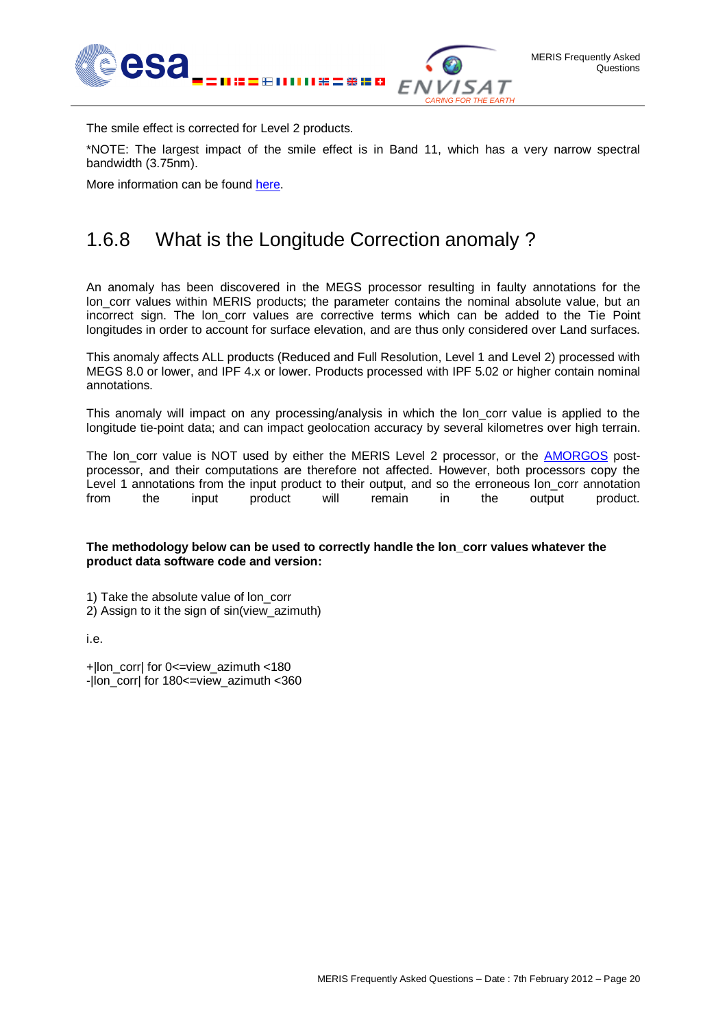The smile effect is corrected for Level 2 products.

*NOTE: The largest impact of the smile effect is in Band 11, which has a very narrow spectral bandwidth (3.75nm).

More information can be found here.

### 1.6.8 What is the Longitude Correction anomaly ?

An anomaly has been discovered in the MEGS processor resulting in faulty annotations for the lon_corr values within MERIS products; the parameter contains the nominal absolute value, but an incorrect sign. The lon_corr values are corrective terms which can be added to the Tie Point longitudes in order to account for surface elevation, and are thus only considered over Land surfaces.

This anomaly affects ALL products (Reduced and Full Resolution, Level 1 and Level 2) processed with MEGS 8.0 or lower, and IPF 4.x or lower. Products processed with IPF 5.02 or higher contain nominal annotations.

This anomaly will impact on any processing/analysis in which the lon_corr value is applied to the longitude tie-point data; and can impact geolocation accuracy by several kilometres over high terrain.

The lon_corr value is NOT used by either the MERIS Level 2 processor, or the AMORGOS post-processor, and their computations are therefore not affected. However, both processors copy the Level 1 annotations from the input product to their output, and so the erroneous lon_corr annotation from the input product will remain in the output product.

**The methodology below can be used to correctly handle the lon_corr values whatever the product data software code and version:**

1) Take the absolute value of lon_corr
2) Assign to it the sign of sin(view_azimuth)

i.e.

+|lon_corr| for 0<=view_azimuth <180
-|lon_corr| for 180<=view_azimuth <360